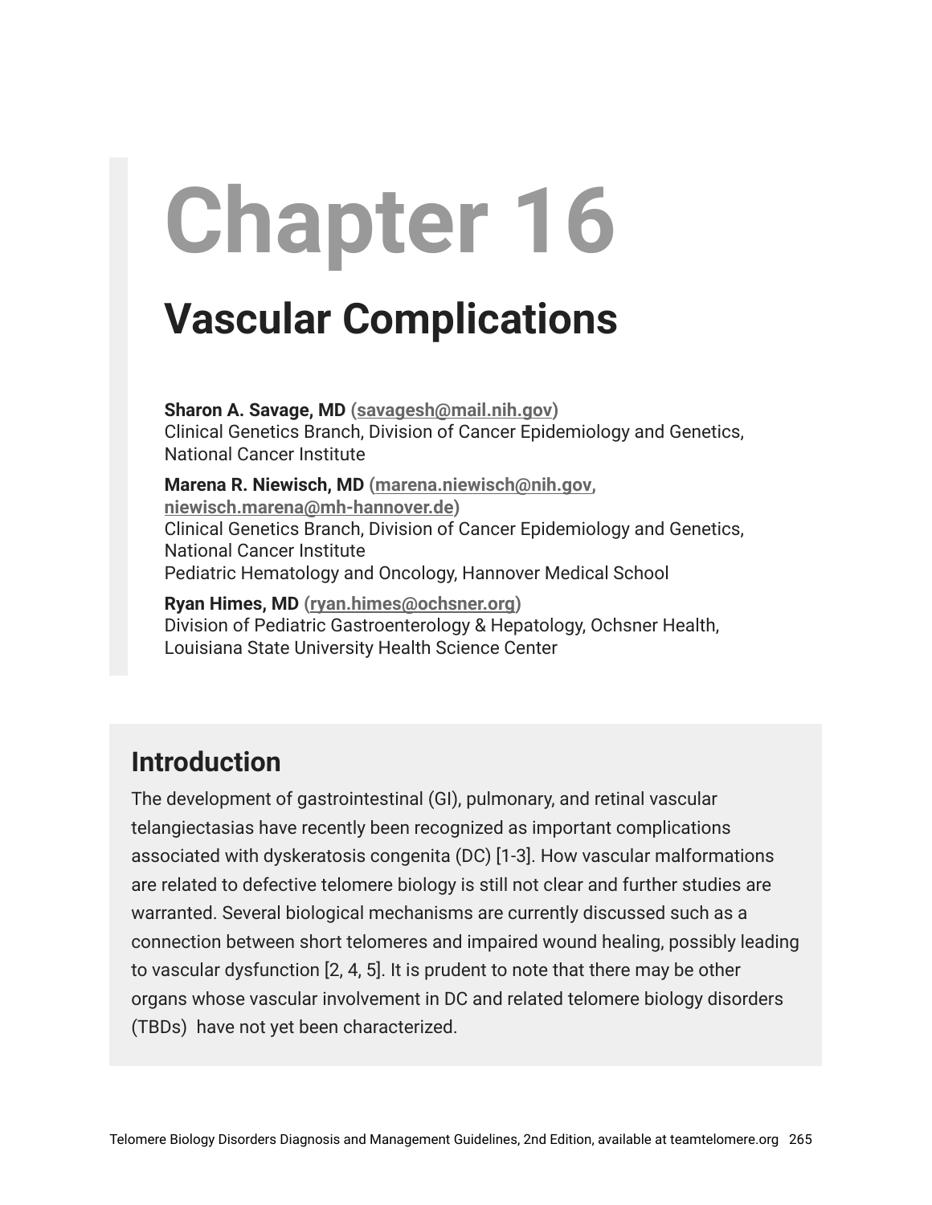# Chapter 16

## Vascular Complications

**Sharon A. Savage, MD** (savagesh@mail.nih.gov)
Clinical Genetics Branch, Division of Cancer Epidemiology and Genetics, National Cancer Institute

**Marena R. Niewisch, MD** (marena.niewisch@nih.gov, niewisch.marena@mh-hannover.de)
Clinical Genetics Branch, Division of Cancer Epidemiology and Genetics, National Cancer Institute
Pediatric Hematology and Oncology, Hannover Medical School

**Ryan Himes, MD** (ryan.himes@ochsner.org)
Division of Pediatric Gastroenterology & Hepatology, Ochsner Health, Louisiana State University Health Science Center

## Introduction

The development of gastrointestinal (GI), pulmonary, and retinal vascular telangiectasias have recently been recognized as important complications associated with dyskeratosis congenita (DC) [1-3]. How vascular malformations are related to defective telomere biology is still not clear and further studies are warranted. Several biological mechanisms are currently discussed such as a connection between short telomeres and impaired wound healing, possibly leading to vascular dysfunction [2, 4, 5]. It is prudent to note that there may be other organs whose vascular involvement in DC and related telomere biology disorders (TBDs) have not yet been characterized.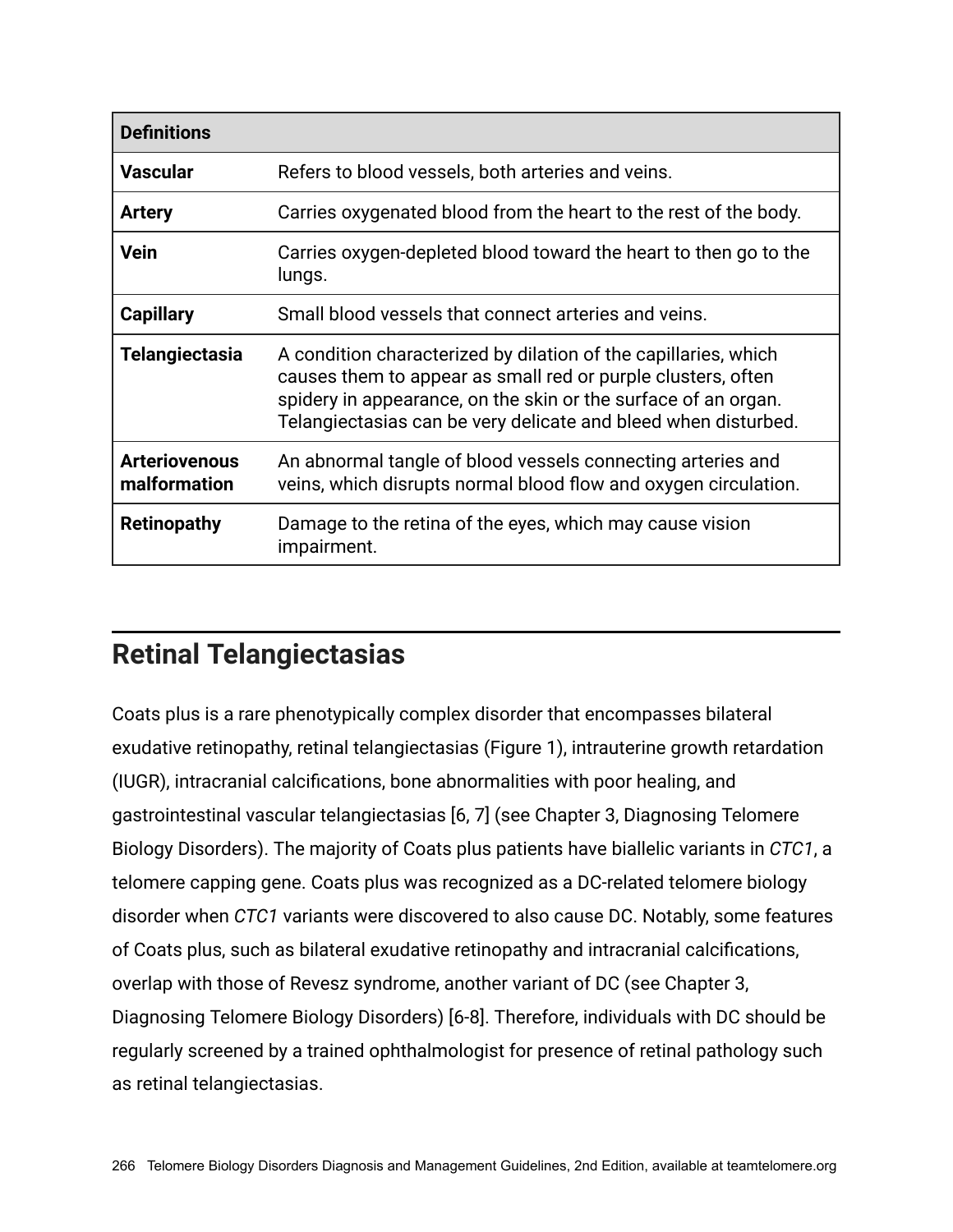| Definitions | |
|---|---|
| **Vascular** | Refers to blood vessels, both arteries and veins. |
| **Artery** | Carries oxygenated blood from the heart to the rest of the body. |
| **Vein** | Carries oxygen-depleted blood toward the heart to then go to the lungs. |
| **Capillary** | Small blood vessels that connect arteries and veins. |
| **Telangiectasia** | A condition characterized by dilation of the capillaries, which causes them to appear as small red or purple clusters, often spidery in appearance, on the skin or the surface of an organ. Telangiectasias can be very delicate and bleed when disturbed. |
| **Arteriovenous malformation** | An abnormal tangle of blood vessels connecting arteries and veins, which disrupts normal blood flow and oxygen circulation. |
| **Retinopathy** | Damage to the retina of the eyes, which may cause vision impairment. |

## Retinal Telangiectasias

Coats plus is a rare phenotypically complex disorder that encompasses bilateral exudative retinopathy, retinal telangiectasias (Figure 1), intrauterine growth retardation (IUGR), intracranial calcifications, bone abnormalities with poor healing, and gastrointestinal vascular telangiectasias [6, 7] (see Chapter 3, Diagnosing Telomere Biology Disorders). The majority of Coats plus patients have biallelic variants in *CTC1*, a telomere capping gene. Coats plus was recognized as a DC-related telomere biology disorder when *CTC1* variants were discovered to also cause DC. Notably, some features of Coats plus, such as bilateral exudative retinopathy and intracranial calcifications, overlap with those of Revesz syndrome, another variant of DC (see Chapter 3, Diagnosing Telomere Biology Disorders) [6-8]. Therefore, individuals with DC should be regularly screened by a trained ophthalmologist for presence of retinal pathology such as retinal telangiectasias.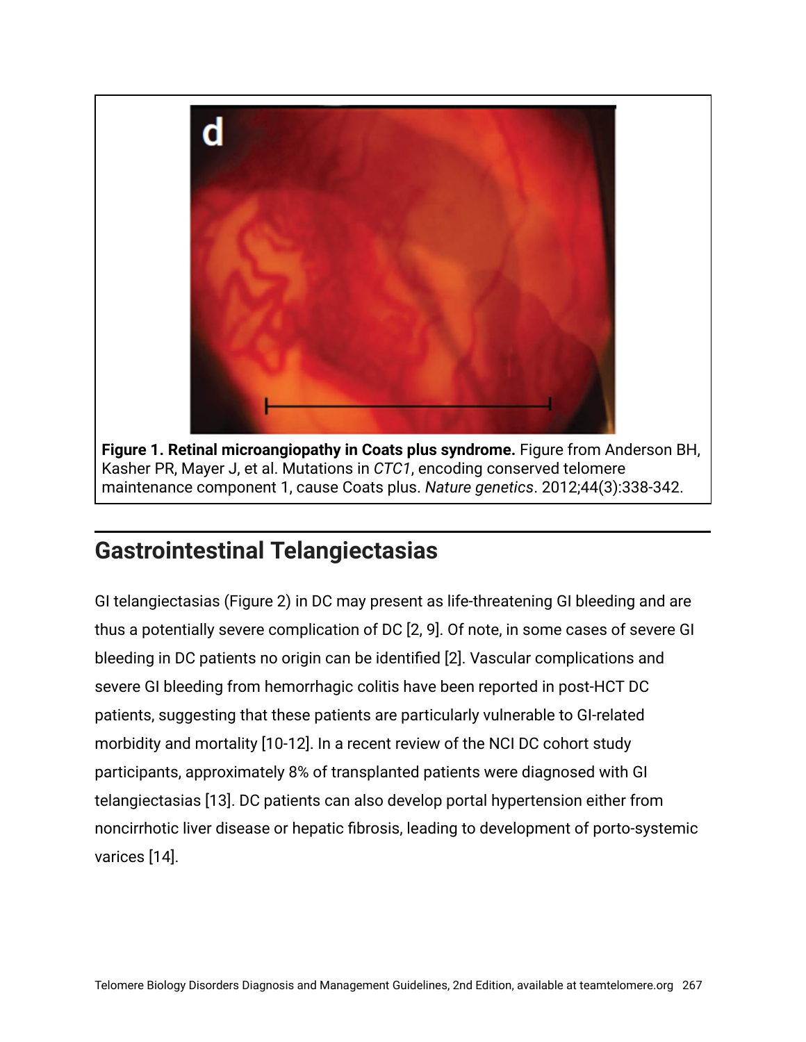**Figure 1. Retinal microangiopathy in Coats plus syndrome.** Figure from Anderson BH, Kasher PR, Mayer J, et al. Mutations in *CTC1*, encoding conserved telomere maintenance component 1, cause Coats plus. *Nature genetics*. 2012;44(3):338-342.

## Gastrointestinal Telangiectasias

GI telangiectasias (Figure 2) in DC may present as life-threatening GI bleeding and are thus a potentially severe complication of DC [2, 9]. Of note, in some cases of severe GI bleeding in DC patients no origin can be identified [2]. Vascular complications and severe GI bleeding from hemorrhagic colitis have been reported in post-HCT DC patients, suggesting that these patients are particularly vulnerable to GI-related morbidity and mortality [10-12]. In a recent review of the NCI DC cohort study participants, approximately 8% of transplanted patients were diagnosed with GI telangiectasias [13]. DC patients can also develop portal hypertension either from noncirrhotic liver disease or hepatic fibrosis, leading to development of porto-systemic varices [14].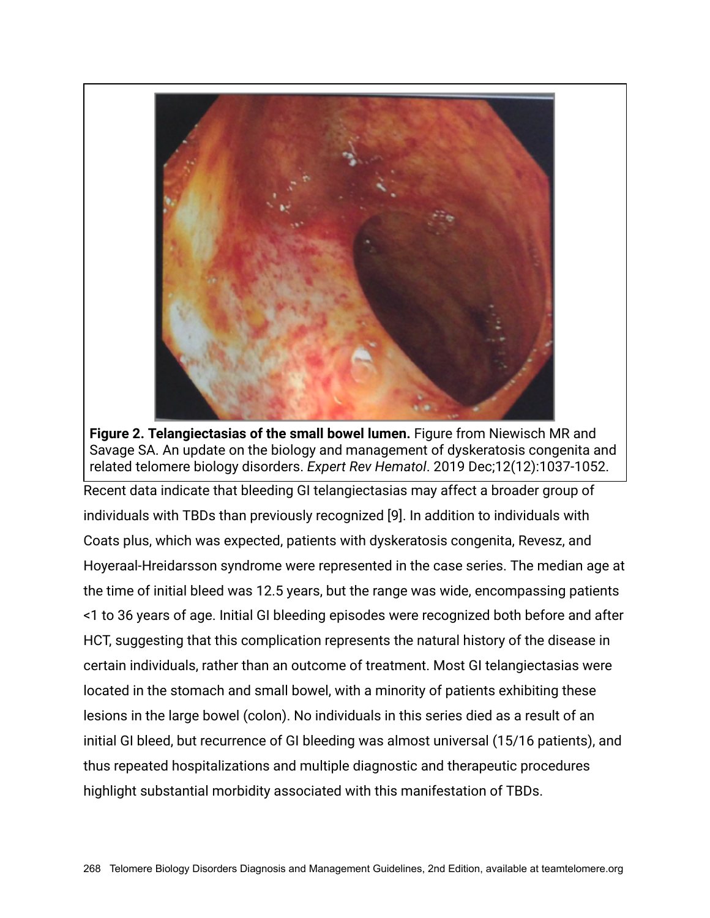**Figure 2. Telangiectasias of the small bowel lumen.** Figure from Niewisch MR and Savage SA. An update on the biology and management of dyskeratosis congenita and related telomere biology disorders. *Expert Rev Hematol*. 2019 Dec;12(12):1037-1052.

Recent data indicate that bleeding GI telangiectasias may affect a broader group of individuals with TBDs than previously recognized [9]. In addition to individuals with Coats plus, which was expected, patients with dyskeratosis congenita, Revesz, and Hoyeraal-Hreidarsson syndrome were represented in the case series. The median age at the time of initial bleed was 12.5 years, but the range was wide, encompassing patients <1 to 36 years of age. Initial GI bleeding episodes were recognized both before and after HCT, suggesting that this complication represents the natural history of the disease in certain individuals, rather than an outcome of treatment. Most GI telangiectasias were located in the stomach and small bowel, with a minority of patients exhibiting these lesions in the large bowel (colon). No individuals in this series died as a result of an initial GI bleed, but recurrence of GI bleeding was almost universal (15/16 patients), and thus repeated hospitalizations and multiple diagnostic and therapeutic procedures highlight substantial morbidity associated with this manifestation of TBDs.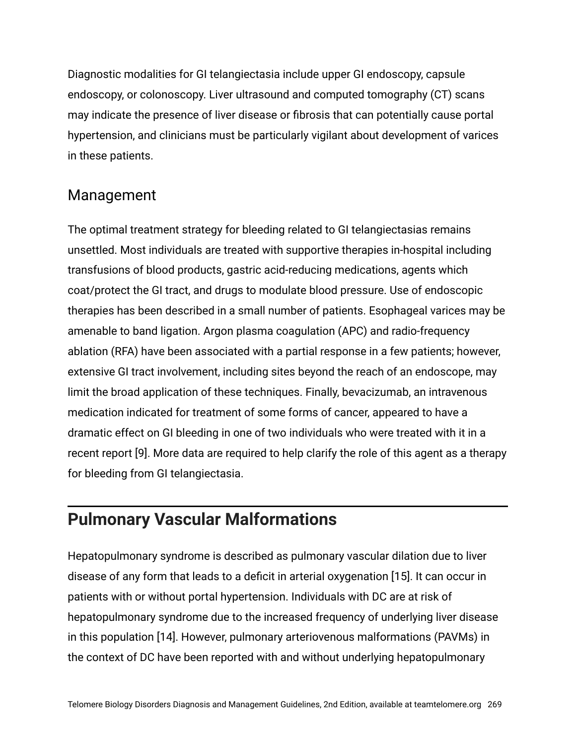Diagnostic modalities for GI telangiectasia include upper GI endoscopy, capsule endoscopy, or colonoscopy. Liver ultrasound and computed tomography (CT) scans may indicate the presence of liver disease or fibrosis that can potentially cause portal hypertension, and clinicians must be particularly vigilant about development of varices in these patients.

### Management

The optimal treatment strategy for bleeding related to GI telangiectasias remains unsettled. Most individuals are treated with supportive therapies in-hospital including transfusions of blood products, gastric acid-reducing medications, agents which coat/protect the GI tract, and drugs to modulate blood pressure. Use of endoscopic therapies has been described in a small number of patients. Esophageal varices may be amenable to band ligation. Argon plasma coagulation (APC) and radio-frequency ablation (RFA) have been associated with a partial response in a few patients; however, extensive GI tract involvement, including sites beyond the reach of an endoscope, may limit the broad application of these techniques. Finally, bevacizumab, an intravenous medication indicated for treatment of some forms of cancer, appeared to have a dramatic effect on GI bleeding in one of two individuals who were treated with it in a recent report [9]. More data are required to help clarify the role of this agent as a therapy for bleeding from GI telangiectasia.

## Pulmonary Vascular Malformations

Hepatopulmonary syndrome is described as pulmonary vascular dilation due to liver disease of any form that leads to a deficit in arterial oxygenation [15]. It can occur in patients with or without portal hypertension. Individuals with DC are at risk of hepatopulmonary syndrome due to the increased frequency of underlying liver disease in this population [14]. However, pulmonary arteriovenous malformations (PAVMs) in the context of DC have been reported with and without underlying hepatopulmonary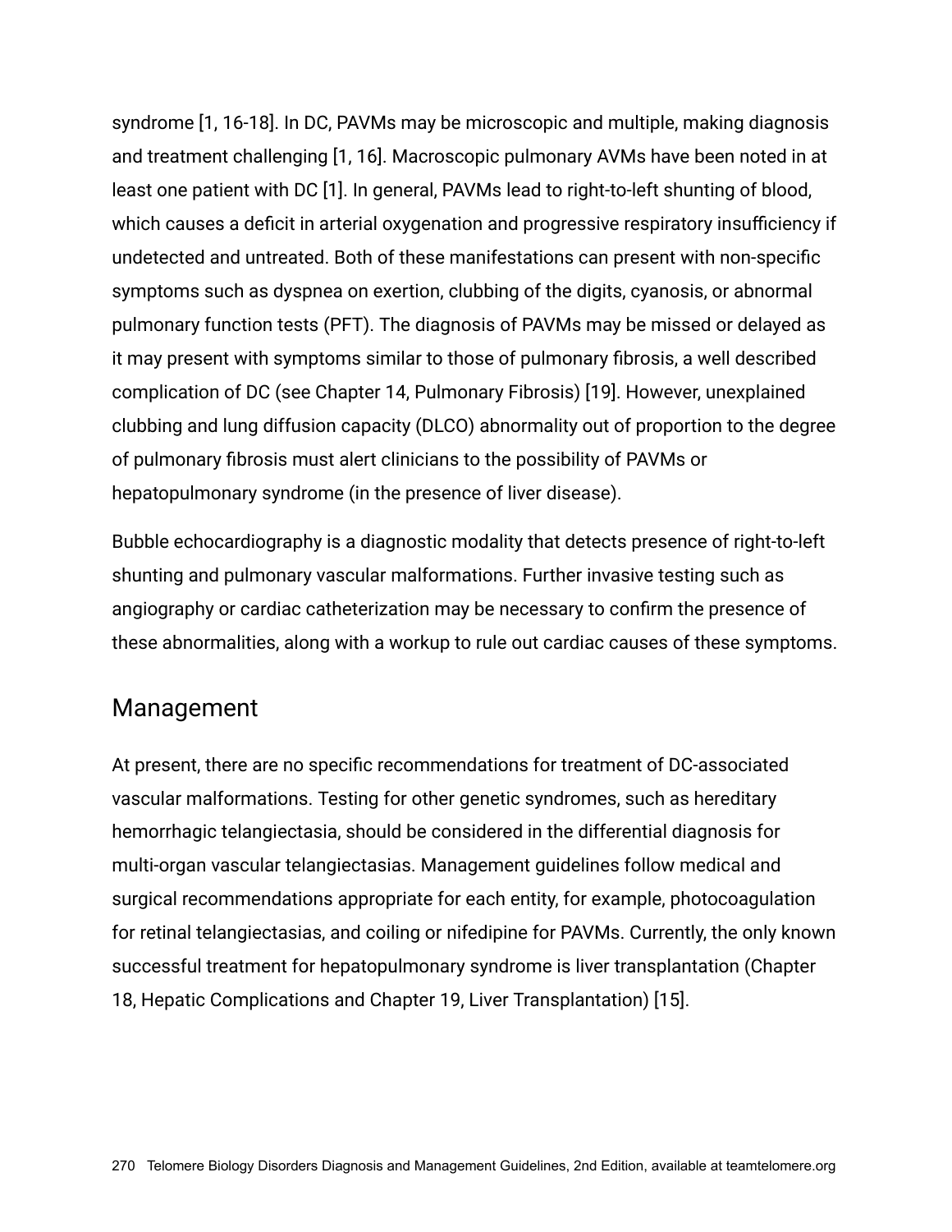syndrome [1, 16-18]. In DC, PAVMs may be microscopic and multiple, making diagnosis and treatment challenging [1, 16]. Macroscopic pulmonary AVMs have been noted in at least one patient with DC [1]. In general, PAVMs lead to right-to-left shunting of blood, which causes a deficit in arterial oxygenation and progressive respiratory insufficiency if undetected and untreated. Both of these manifestations can present with non-specific symptoms such as dyspnea on exertion, clubbing of the digits, cyanosis, or abnormal pulmonary function tests (PFT). The diagnosis of PAVMs may be missed or delayed as it may present with symptoms similar to those of pulmonary fibrosis, a well described complication of DC (see Chapter 14, Pulmonary Fibrosis) [19]. However, unexplained clubbing and lung diffusion capacity (DLCO) abnormality out of proportion to the degree of pulmonary fibrosis must alert clinicians to the possibility of PAVMs or hepatopulmonary syndrome (in the presence of liver disease).

Bubble echocardiography is a diagnostic modality that detects presence of right-to-left shunting and pulmonary vascular malformations. Further invasive testing such as angiography or cardiac catheterization may be necessary to confirm the presence of these abnormalities, along with a workup to rule out cardiac causes of these symptoms.

## Management

At present, there are no specific recommendations for treatment of DC-associated vascular malformations. Testing for other genetic syndromes, such as hereditary hemorrhagic telangiectasia, should be considered in the differential diagnosis for multi-organ vascular telangiectasias. Management guidelines follow medical and surgical recommendations appropriate for each entity, for example, photocoagulation for retinal telangiectasias, and coiling or nifedipine for PAVMs. Currently, the only known successful treatment for hepatopulmonary syndrome is liver transplantation (Chapter 18, Hepatic Complications and Chapter 19, Liver Transplantation) [15].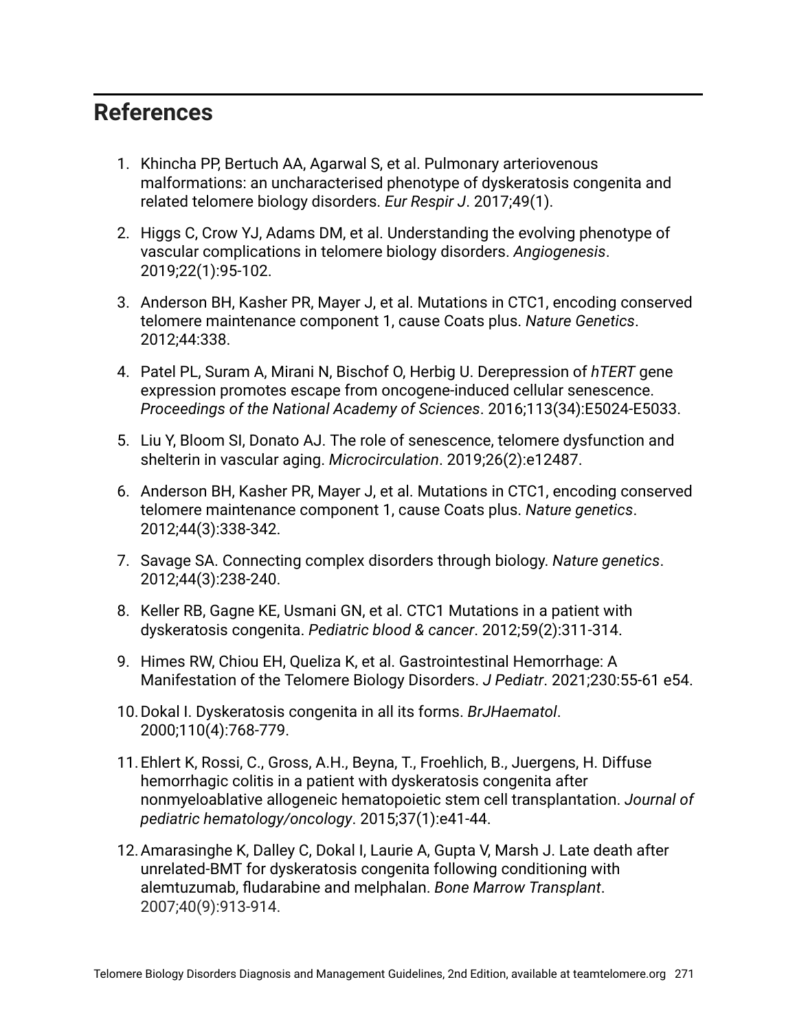## References

1. Khincha PP, Bertuch AA, Agarwal S, et al. Pulmonary arteriovenous malformations: an uncharacterised phenotype of dyskeratosis congenita and related telomere biology disorders. *Eur Respir J*. 2017;49(1).
2. Higgs C, Crow YJ, Adams DM, et al. Understanding the evolving phenotype of vascular complications in telomere biology disorders. *Angiogenesis*. 2019;22(1):95-102.
3. Anderson BH, Kasher PR, Mayer J, et al. Mutations in CTC1, encoding conserved telomere maintenance component 1, cause Coats plus. *Nature Genetics*. 2012;44:338.
4. Patel PL, Suram A, Mirani N, Bischof O, Herbig U. Derepression of *hTERT* gene expression promotes escape from oncogene-induced cellular senescence. *Proceedings of the National Academy of Sciences*. 2016;113(34):E5024-E5033.
5. Liu Y, Bloom SI, Donato AJ. The role of senescence, telomere dysfunction and shelterin in vascular aging. *Microcirculation*. 2019;26(2):e12487.
6. Anderson BH, Kasher PR, Mayer J, et al. Mutations in CTC1, encoding conserved telomere maintenance component 1, cause Coats plus. *Nature genetics*. 2012;44(3):338-342.
7. Savage SA. Connecting complex disorders through biology. *Nature genetics*. 2012;44(3):238-240.
8. Keller RB, Gagne KE, Usmani GN, et al. CTC1 Mutations in a patient with dyskeratosis congenita. *Pediatric blood & cancer*. 2012;59(2):311-314.
9. Himes RW, Chiou EH, Queliza K, et al. Gastrointestinal Hemorrhage: A Manifestation of the Telomere Biology Disorders. *J Pediatr*. 2021;230:55-61 e54.
10. Dokal I. Dyskeratosis congenita in all its forms. *BrJHaematol*. 2000;110(4):768-779.
11. Ehlert K, Rossi, C., Gross, A.H., Beyna, T., Froehlich, B., Juergens, H. Diffuse hemorrhagic colitis in a patient with dyskeratosis congenita after nonmyeloablative allogeneic hematopoietic stem cell transplantation. *Journal of pediatric hematology/oncology*. 2015;37(1):e41-44.
12. Amarasinghe K, Dalley C, Dokal I, Laurie A, Gupta V, Marsh J. Late death after unrelated-BMT for dyskeratosis congenita following conditioning with alemtuzumab, fludarabine and melphalan. *Bone Marrow Transplant*. 2007;40(9):913-914.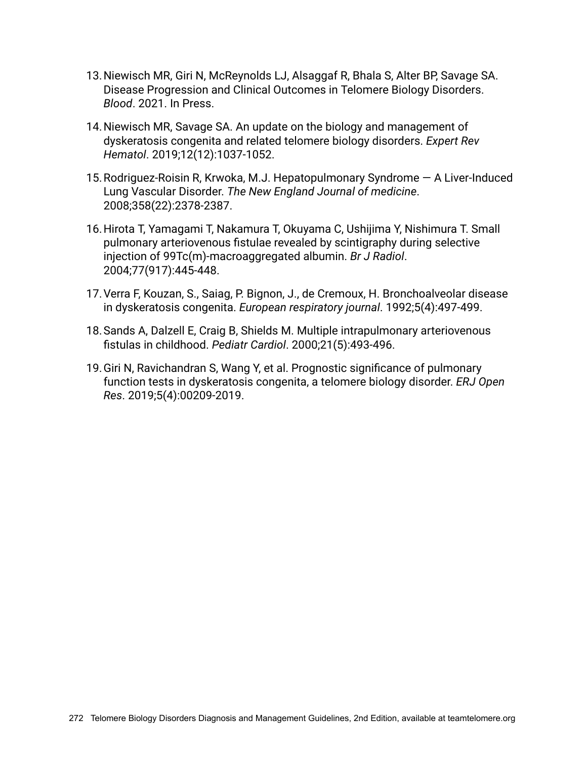13. Niewisch MR, Giri N, McReynolds LJ, Alsaggaf R, Bhala S, Alter BP, Savage SA. Disease Progression and Clinical Outcomes in Telomere Biology Disorders. *Blood*. 2021. In Press.

14. Niewisch MR, Savage SA. An update on the biology and management of dyskeratosis congenita and related telomere biology disorders. *Expert Rev Hematol*. 2019;12(12):1037-1052.

15. Rodriguez-Roisin R, Krwoka, M.J. Hepatopulmonary Syndrome — A Liver-Induced Lung Vascular Disorder. *The New England Journal of medicine*. 2008;358(22):2378-2387.

16. Hirota T, Yamagami T, Nakamura T, Okuyama C, Ushijima Y, Nishimura T. Small pulmonary arteriovenous fistulae revealed by scintigraphy during selective injection of 99Tc(m)-macroaggregated albumin. *Br J Radiol*. 2004;77(917):445-448.

17. Verra F, Kouzan, S., Saiag, P. Bignon, J., de Cremoux, H. Bronchoalveolar disease in dyskeratosis congenita. *European respiratory journal*. 1992;5(4):497-499.

18. Sands A, Dalzell E, Craig B, Shields M. Multiple intrapulmonary arteriovenous fistulas in childhood. *Pediatr Cardiol*. 2000;21(5):493-496.

19. Giri N, Ravichandran S, Wang Y, et al. Prognostic significance of pulmonary function tests in dyskeratosis congenita, a telomere biology disorder. *ERJ Open Res*. 2019;5(4):00209-2019.